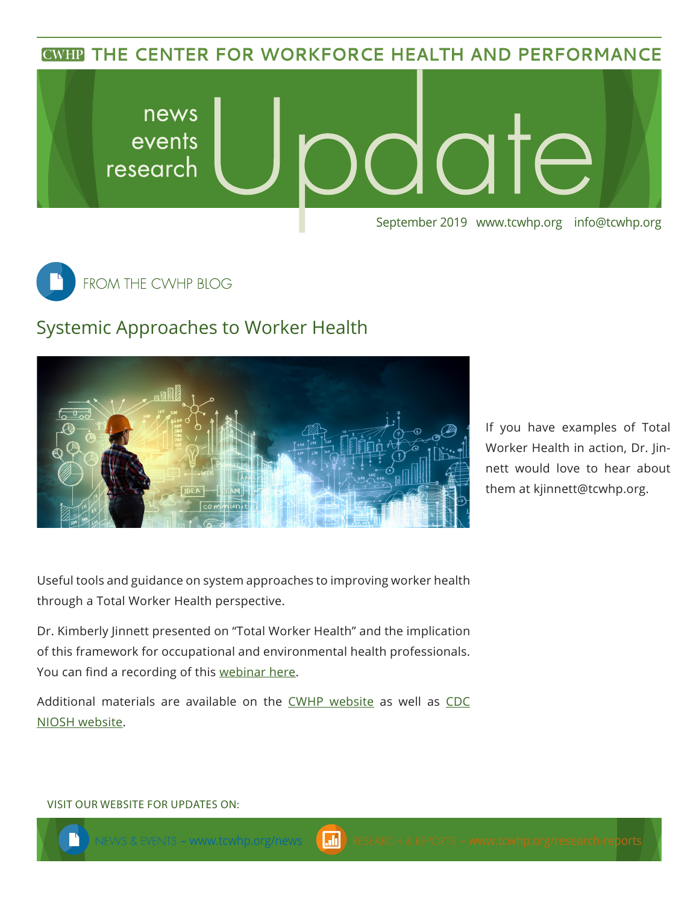# THE CENTER FOR WORKFORCE HEALTH AND PERFORMANCE

news
events
research

# Update

September 2019 www.tcwhp.org info@tcwhp.org

## FROM THE CWHP BLOG

## Systemic Approaches to Worker Health

If you have examples of Total Worker Health in action, Dr. Jinnett would love to hear about them at kjinnett@tcwhp.org.

Useful tools and guidance on system approaches to improving worker health through a Total Worker Health perspective.

Dr. Kimberly Jinnett presented on "Total Worker Health" and the implication of this framework for occupational and environmental health professionals. You can find a recording of this webinar here.

Additional materials are available on the CWHP website as well as CDC NIOSH website.

VISIT OUR WEBSITE FOR UPDATES ON:

NEWS & EVENTS – www.tcwhp.org/news

RESEARCH & REPORTS – www.tcwhp.org/research-reports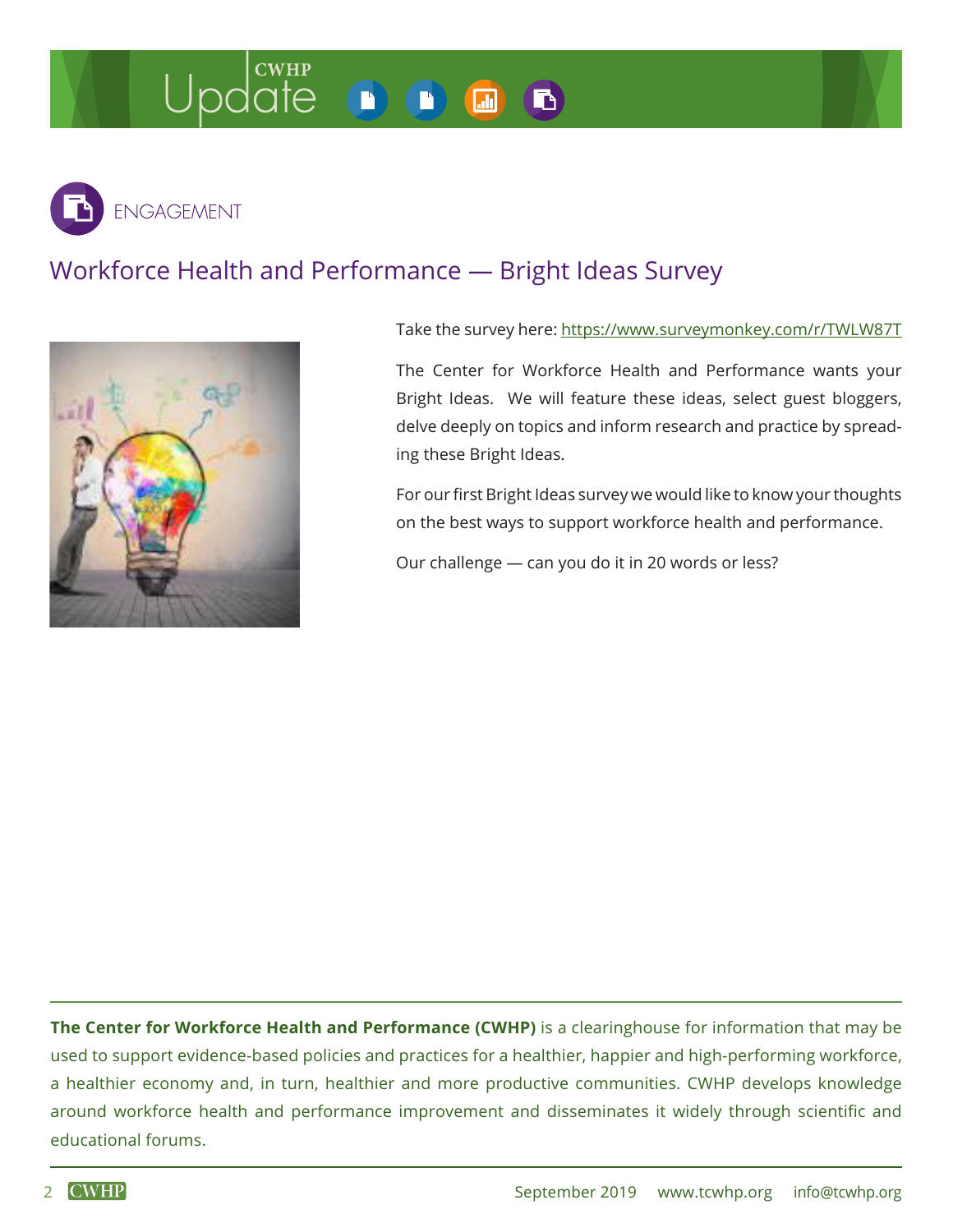## ENGAGEMENT

# Workforce Health and Performance — Bright Ideas Survey

Take the survey here: https://www.surveymonkey.com/r/TWLW87T

The Center for Workforce Health and Performance wants your Bright Ideas. We will feature these ideas, select guest bloggers, delve deeply on topics and inform research and practice by spreading these Bright Ideas.

For our first Bright Ideas survey we would like to know your thoughts on the best ways to support workforce health and performance.

Our challenge — can you do it in 20 words or less?

**The Center for Workforce Health and Performance (CWHP)** is a clearinghouse for information that may be used to support evidence-based policies and practices for a healthier, happier and high-performing workforce, a healthier economy and, in turn, healthier and more productive communities. CWHP develops knowledge around workforce health and performance improvement and disseminates it widely through scientific and educational forums.